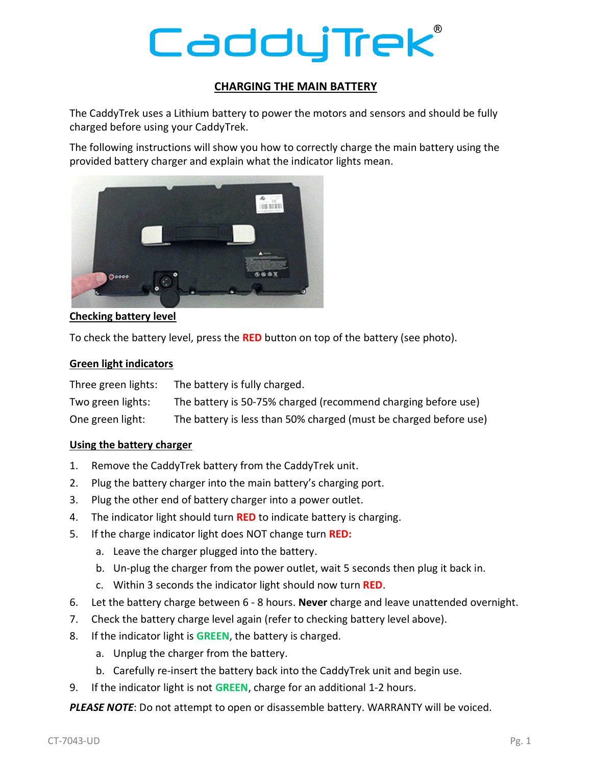# CaddyTrek®

## CHARGING THE MAIN BATTERY

The CaddyTrek uses a Lithium battery to power the motors and sensors and should be fully charged before using your CaddyTrek.

The following instructions will show you how to correctly charge the main battery using the provided battery charger and explain what the indicator lights mean.

### Checking battery level

To check the battery level, press the **RED** button on top of the battery (see photo).

### Green light indicators

| | |
|---|---|
| Three green lights: | The battery is fully charged. |
| Two green lights: | The battery is 50-75% charged (recommend charging before use) |
| One green light: | The battery is less than 50% charged (must be charged before use) |

### Using the battery charger

1. Remove the CaddyTrek battery from the CaddyTrek unit.
2. Plug the battery charger into the main battery's charging port.
3. Plug the other end of battery charger into a power outlet.
4. The indicator light should turn **RED** to indicate battery is charging.
5. If the charge indicator light does NOT change turn **RED:**
   a. Leave the charger plugged into the battery.
   b. Un-plug the charger from the power outlet, wait 5 seconds then plug it back in.
   c. Within 3 seconds the indicator light should now turn **RED**.
6. Let the battery charge between 6 - 8 hours. **Never** charge and leave unattended overnight.
7. Check the battery charge level again (refer to checking battery level above).
8. If the indicator light is **GREEN**, the battery is charged.
   a. Unplug the charger from the battery.
   b. Carefully re-insert the battery back into the CaddyTrek unit and begin use.
9. If the indicator light is not **GREEN**, charge for an additional 1-2 hours.

***PLEASE NOTE***: Do not attempt to open or disassemble battery. WARRANTY will be voiced.

CT-7043-UD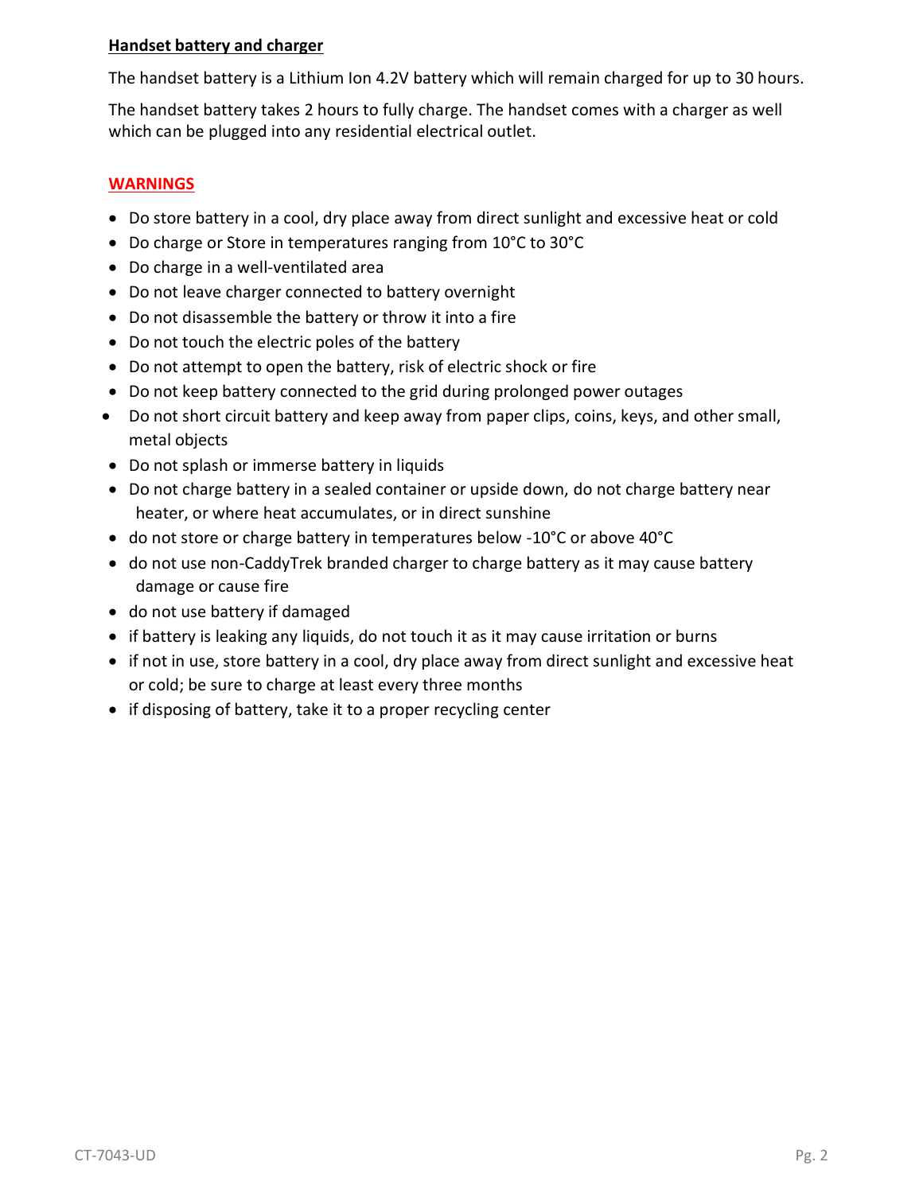**Handset battery and charger**

The handset battery is a Lithium Ion 4.2V battery which will remain charged for up to 30 hours.

The handset battery takes 2 hours to fully charge. The handset comes with a charger as well which can be plugged into any residential electrical outlet.

**WARNINGS**

- Do store battery in a cool, dry place away from direct sunlight and excessive heat or cold
- Do charge or Store in temperatures ranging from 10°C to 30°C
- Do charge in a well-ventilated area
- Do not leave charger connected to battery overnight
- Do not disassemble the battery or throw it into a fire
- Do not touch the electric poles of the battery
- Do not attempt to open the battery, risk of electric shock or fire
- Do not keep battery connected to the grid during prolonged power outages
- Do not short circuit battery and keep away from paper clips, coins, keys, and other small, metal objects
- Do not splash or immerse battery in liquids
- Do not charge battery in a sealed container or upside down, do not charge battery near heater, or where heat accumulates, or in direct sunshine
- do not store or charge battery in temperatures below -10°C or above 40°C
- do not use non-CaddyTrek branded charger to charge battery as it may cause battery damage or cause fire
- do not use battery if damaged
- if battery is leaking any liquids, do not touch it as it may cause irritation or burns
- if not in use, store battery in a cool, dry place away from direct sunlight and excessive heat or cold; be sure to charge at least every three months
- if disposing of battery, take it to a proper recycling center